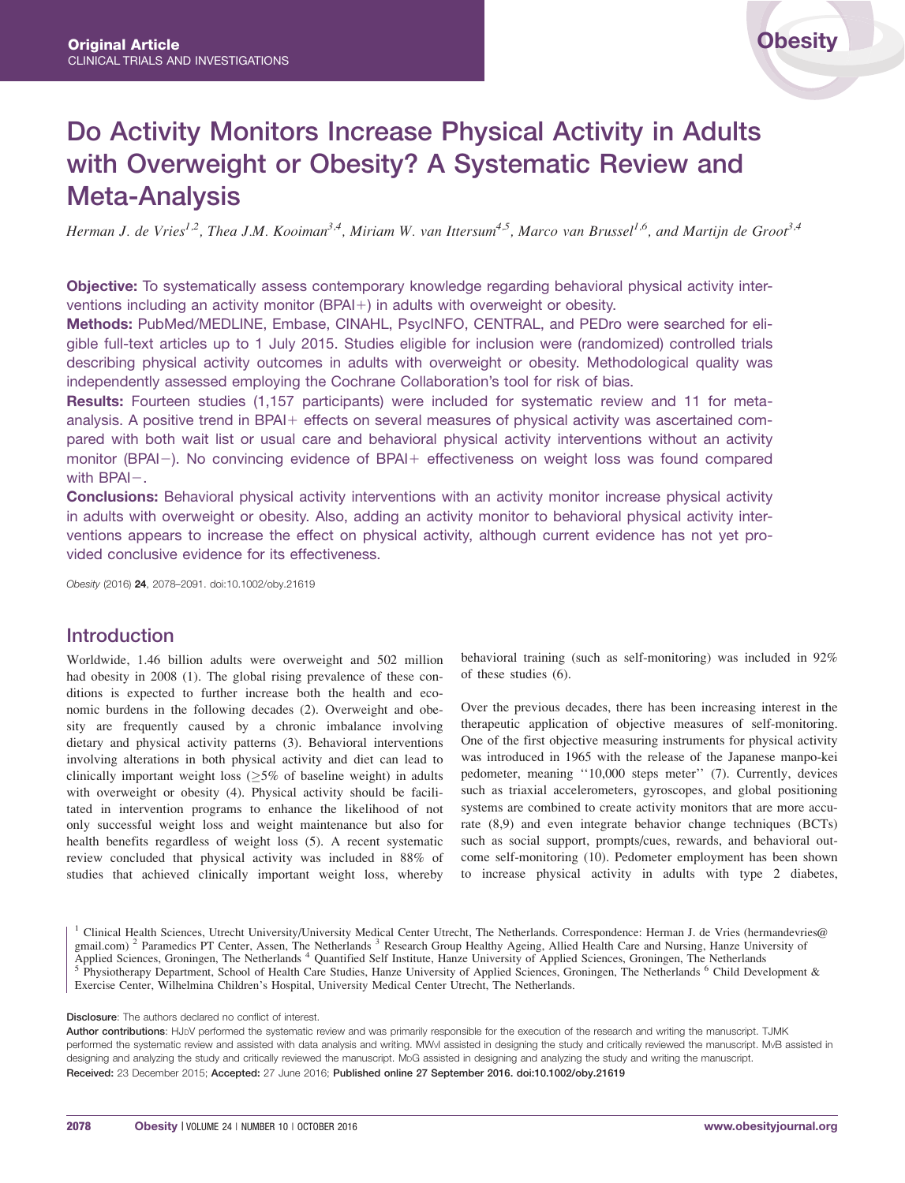Original Article
CLINICAL TRIALS AND INVESTIGATIONS

# Do Activity Monitors Increase Physical Activity in Adults with Overweight or Obesity? A Systematic Review and Meta-Analysis

*Herman J. de Vries[1,2], Thea J.M. Kooiman[3,4], Miriam W. van Ittersum[4,5], Marco van Brussel[1,6], and Martijn de Groot[3,4]*

**Objective:** To systematically assess contemporary knowledge regarding behavioral physical activity interventions including an activity monitor (BPAI+) in adults with overweight or obesity.

**Methods:** PubMed/MEDLINE, Embase, CINAHL, PsycINFO, CENTRAL, and PEDro were searched for eligible full-text articles up to 1 July 2015. Studies eligible for inclusion were (randomized) controlled trials describing physical activity outcomes in adults with overweight or obesity. Methodological quality was independently assessed employing the Cochrane Collaboration's tool for risk of bias.

**Results:** Fourteen studies (1,157 participants) were included for systematic review and 11 for meta-analysis. A positive trend in BPAI+ effects on several measures of physical activity was ascertained compared with both wait list or usual care and behavioral physical activity interventions without an activity monitor (BPAI−). No convincing evidence of BPAI+ effectiveness on weight loss was found compared with BPAI−.

**Conclusions:** Behavioral physical activity interventions with an activity monitor increase physical activity in adults with overweight or obesity. Also, adding an activity monitor to behavioral physical activity interventions appears to increase the effect on physical activity, although current evidence has not yet provided conclusive evidence for its effectiveness.

*Obesity* (2016) **24**, 2078–2091. doi:10.1002/oby.21619

## Introduction

Worldwide, 1.46 billion adults were overweight and 502 million had obesity in 2008 (1). The global rising prevalence of these conditions is expected to further increase both the health and economic burdens in the following decades (2). Overweight and obesity are frequently caused by a chronic imbalance involving dietary and physical activity patterns (3). Behavioral interventions involving alterations in both physical activity and diet can lead to clinically important weight loss (≥5% of baseline weight) in adults with overweight or obesity (4). Physical activity should be facilitated in intervention programs to enhance the likelihood of not only successful weight loss and weight maintenance but also for health benefits regardless of weight loss (5). A recent systematic review concluded that physical activity was included in 88% of studies that achieved clinically important weight loss, whereby behavioral training (such as self-monitoring) was included in 92% of these studies (6).

Over the previous decades, there has been increasing interest in the therapeutic application of objective measures of self-monitoring. One of the first objective measuring instruments for physical activity was introduced in 1965 with the release of the Japanese manpo-kei pedometer, meaning ''10,000 steps meter'' (7). Currently, devices such as triaxial accelerometers, gyroscopes, and global positioning systems are combined to create activity monitors that are more accurate (8,9) and even integrate behavior change techniques (BCTs) such as social support, prompts/cues, rewards, and behavioral outcome self-monitoring (10). Pedometer employment has been shown to increase physical activity in adults with type 2 diabetes,

[1] Clinical Health Sciences, Utrecht University/University Medical Center Utrecht, The Netherlands. Correspondence: Herman J. de Vries (hermandevries@gmail.com) [2] Paramedics PT Center, Assen, The Netherlands [3] Research Group Healthy Ageing, Allied Health Care and Nursing, Hanze University of Applied Sciences, Groningen, The Netherlands [4] Quantified Self Institute, Hanze University of Applied Sciences, Groningen, The Netherlands [5] Physiotherapy Department, School of Health Care Studies, Hanze University of Applied Sciences, Groningen, The Netherlands [6] Child Development & Exercise Center, Wilhelmina Children's Hospital, University Medical Center Utrecht, The Netherlands.

**Disclosure**: The authors declared no conflict of interest.

**Author contributions**: HJdV performed the systematic review and was primarily responsible for the execution of the research and writing the manuscript. TJMK performed the systematic review and assisted with data analysis and writing. MWvI assisted in designing the study and critically reviewed the manuscript. MvB assisted in designing and analyzing the study and critically reviewed the manuscript. MdG assisted in designing and analyzing the study and writing the manuscript.

**Received:** 23 December 2015; **Accepted:** 27 June 2016; **Published online 27 September 2016. doi:10.1002/oby.21619**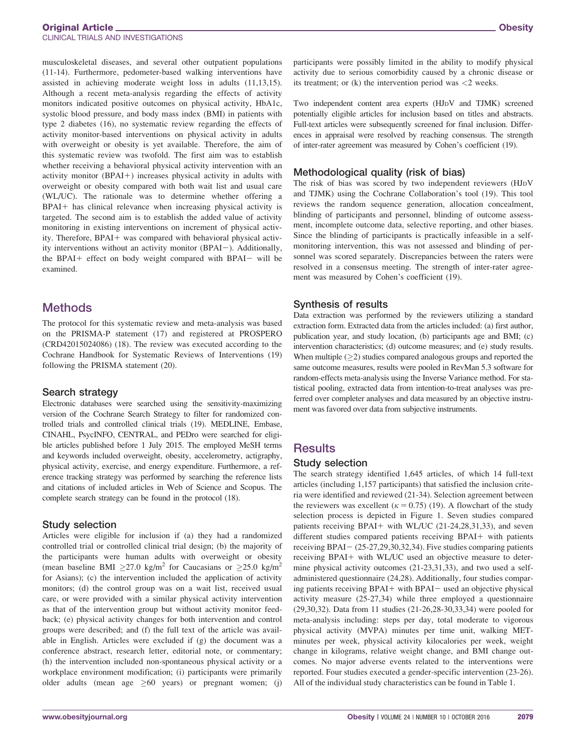musculoskeletal diseases, and several other outpatient populations (11-14). Furthermore, pedometer-based walking interventions have assisted in achieving moderate weight loss in adults (11,13,15). Although a recent meta-analysis regarding the effects of activity monitors indicated positive outcomes on physical activity, HbA1c, systolic blood pressure, and body mass index (BMI) in patients with type 2 diabetes (16), no systematic review regarding the effects of activity monitor-based interventions on physical activity in adults with overweight or obesity is yet available. Therefore, the aim of this systematic review was twofold. The first aim was to establish whether receiving a behavioral physical activity intervention with an activity monitor (BPAI+) increases physical activity in adults with overweight or obesity compared with both wait list and usual care (WL/UC). The rationale was to determine whether offering a BPAI+ has clinical relevance when increasing physical activity is targeted. The second aim is to establish the added value of activity monitoring in existing interventions on increment of physical activity. Therefore, BPAI+ was compared with behavioral physical activity interventions without an activity monitor (BPAI−). Additionally, the BPAI+ effect on body weight compared with BPAI− will be examined.

## Methods

The protocol for this systematic review and meta-analysis was based on the PRISMA-P statement (17) and registered at PROSPERO (CRD42015024086) (18). The review was executed according to the Cochrane Handbook for Systematic Reviews of Interventions (19) following the PRISMA statement (20).

### Search strategy

Electronic databases were searched using the sensitivity-maximizing version of the Cochrane Search Strategy to filter for randomized controlled trials and controlled clinical trials (19). MEDLINE, Embase, CINAHL, PsycINFO, CENTRAL, and PEDro were searched for eligible articles published before 1 July 2015. The employed MeSH terms and keywords included overweight, obesity, accelerometry, actigraphy, physical activity, exercise, and energy expenditure. Furthermore, a reference tracking strategy was performed by searching the reference lists and citations of included articles in Web of Science and Scopus. The complete search strategy can be found in the protocol (18).

### Study selection

Articles were eligible for inclusion if (a) they had a randomized controlled trial or controlled clinical trial design; (b) the majority of the participants were human adults with overweight or obesity (mean baseline BMI $\geq$27.0 kg/m$^2$ for Caucasians or $\geq$25.0 kg/m$^2$ for Asians); (c) the intervention included the application of activity monitors; (d) the control group was on a wait list, received usual care, or were provided with a similar physical activity intervention as that of the intervention group but without activity monitor feedback; (e) physical activity changes for both intervention and control groups were described; and (f) the full text of the article was available in English. Articles were excluded if (g) the document was a conference abstract, research letter, editorial note, or commentary; (h) the intervention included non-spontaneous physical activity or a workplace environment modification; (i) participants were primarily older adults (mean age $\geq$60 years) or pregnant women; (j) participants were possibly limited in the ability to modify physical activity due to serious comorbidity caused by a chronic disease or its treatment; or (k) the intervention period was <2 weeks.

Two independent content area experts (HJdV and TJMK) screened potentially eligible articles for inclusion based on titles and abstracts. Full-text articles were subsequently screened for final inclusion. Differences in appraisal were resolved by reaching consensus. The strength of inter-rater agreement was measured by Cohen's coefficient (19).

### Methodological quality (risk of bias)

The risk of bias was scored by two independent reviewers (HJdV and TJMK) using the Cochrane Collaboration's tool (19). This tool reviews the random sequence generation, allocation concealment, blinding of participants and personnel, blinding of outcome assessment, incomplete outcome data, selective reporting, and other biases. Since the blinding of participants is practically infeasible in a self-monitoring intervention, this was not assessed and blinding of personnel was scored separately. Discrepancies between the raters were resolved in a consensus meeting. The strength of inter-rater agreement was measured by Cohen's coefficient (19).

### Synthesis of results

Data extraction was performed by the reviewers utilizing a standard extraction form. Extracted data from the articles included: (a) first author, publication year, and study location, (b) participants age and BMI; (c) intervention characteristics; (d) outcome measures; and (e) study results. When multiple ($\geq$2) studies compared analogous groups and reported the same outcome measures, results were pooled in RevMan 5.3 software for random-effects meta-analysis using the Inverse Variance method. For statistical pooling, extracted data from intention-to-treat analyses was preferred over completer analyses and data measured by an objective instrument was favored over data from subjective instruments.

## Results

### Study selection

The search strategy identified 1,645 articles, of which 14 full-text articles (including 1,157 participants) that satisfied the inclusion criteria were identified and reviewed (21-34). Selection agreement between the reviewers was excellent ($\kappa = 0.75$) (19). A flowchart of the study selection process is depicted in Figure 1. Seven studies compared patients receiving BPAI+ with WL/UC (21-24,28,31,33), and seven different studies compared patients receiving BPAI+ with patients receiving BPAI− (25-27,29,30,32,34). Five studies comparing patients receiving BPAI+ with WL/UC used an objective measure to determine physical activity outcomes (21-23,31,33), and two used a self-administered questionnaire (24,28). Additionally, four studies comparing patients receiving BPAI+ with BPAI− used an objective physical activity measure (25-27,34) while three employed a questionnaire (29,30,32). Data from 11 studies (21-26,28-30,33,34) were pooled for meta-analysis including: steps per day, total moderate to vigorous physical activity (MVPA) minutes per time unit, walking MET-minutes per week, physical activity kilocalories per week, weight change in kilograms, relative weight change, and BMI change outcomes. No major adverse events related to the interventions were reported. Four studies executed a gender-specific intervention (23-26). All of the individual study characteristics can be found in Table 1.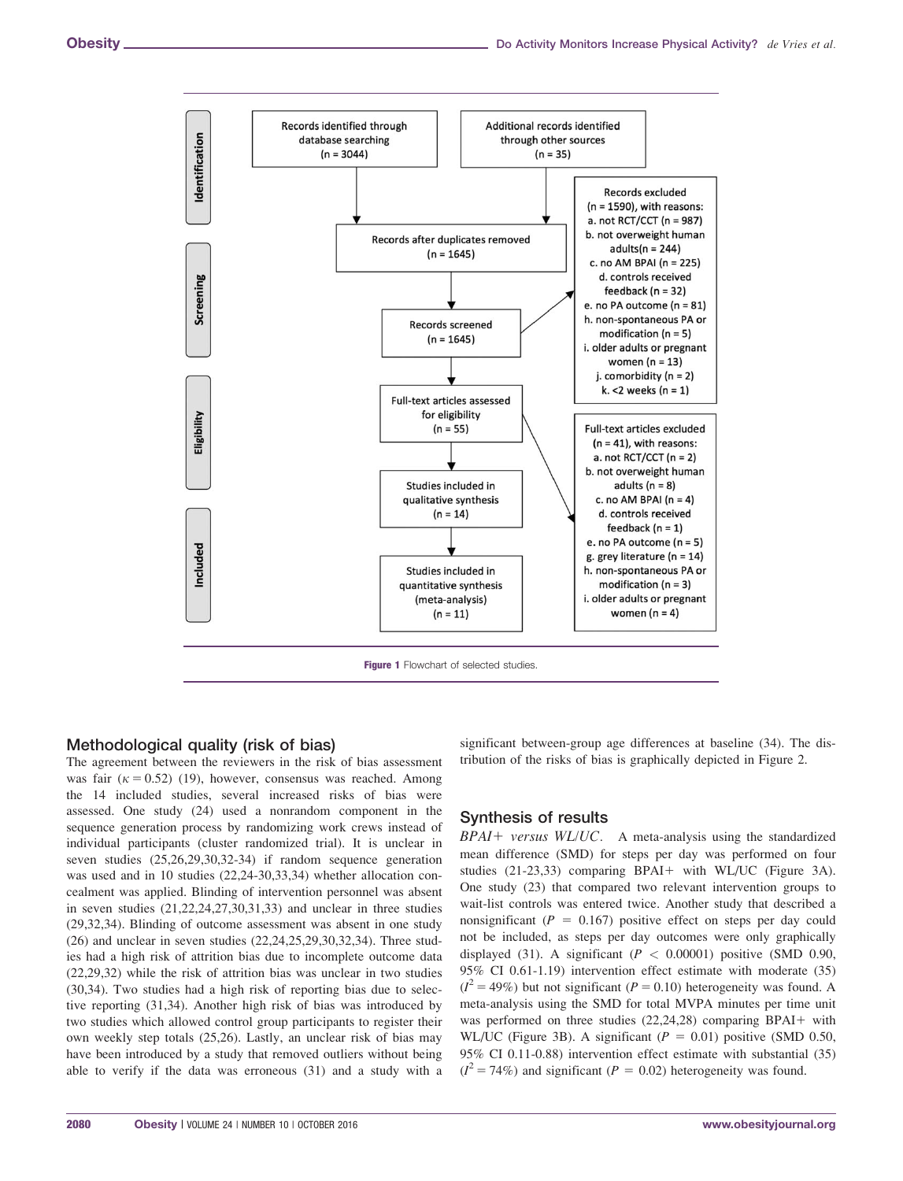Identification

Records identified through database searching (n = 3044)

Additional records identified through other sources (n = 35)

Records after duplicates removed (n = 1645)

Screening

Records screened (n = 1645)

Records excluded (n = 1590), with reasons:
a. not RCT/CCT (n = 987)
b. not overweight human adults(n = 244)
c. no AM BPAI (n = 225)
d. controls received feedback (n = 32)
e. no PA outcome (n = 81)
h. non-spontaneous PA or modification (n = 5)
i. older adults or pregnant women (n = 13)
j. comorbidity (n = 2)
k. <2 weeks (n = 1)

Eligibility

Full-text articles assessed for eligibility (n = 55)

Full-text articles excluded (n = 41), with reasons:
a. not RCT/CCT (n = 2)
b. not overweight human adults (n = 8)
c. no AM BPAI (n = 4)
d. controls received feedback (n = 1)
e. no PA outcome (n = 5)
g. grey literature (n = 14)
h. non-spontaneous PA or modification (n = 3)
i. older adults or pregnant women (n = 4)

Studies included in qualitative synthesis (n = 14)

Included

Studies included in quantitative synthesis (meta-analysis) (n = 11)

**Figure 1** Flowchart of selected studies.

## Methodological quality (risk of bias)

The agreement between the reviewers in the risk of bias assessment was fair ($\kappa = 0.52$) (19), however, consensus was reached. Among the 14 included studies, several increased risks of bias were assessed. One study (24) used a nonrandom component in the sequence generation process by randomizing work crews instead of individual participants (cluster randomized trial). It is unclear in seven studies (25,26,29,30,32-34) if random sequence generation was used and in 10 studies (22,24-30,33,34) whether allocation concealment was applied. Blinding of intervention personnel was absent in seven studies (21,22,24,27,30,31,33) and unclear in three studies (29,32,34). Blinding of outcome assessment was absent in one study (26) and unclear in seven studies (22,24,25,29,30,32,34). Three studies had a high risk of attrition bias due to incomplete outcome data (22,29,32) while the risk of attrition bias was unclear in two studies (30,34). Two studies had a high risk of reporting bias due to selective reporting (31,34). Another high risk of bias was introduced by two studies which allowed control group participants to register their own weekly step totals (25,26). Lastly, an unclear risk of bias may have been introduced by a study that removed outliers without being able to verify if the data was erroneous (31) and a study with a significant between-group age differences at baseline (34). The distribution of the risks of bias is graphically depicted in Figure 2.

## Synthesis of results

*BPAI+ versus WL/UC.* A meta-analysis using the standardized mean difference (SMD) for steps per day was performed on four studies (21-23,33) comparing BPAI+ with WL/UC (Figure 3A). One study (23) that compared two relevant intervention groups to wait-list controls was entered twice. Another study that described a nonsignificant ($P = 0.167$) positive effect on steps per day could not be included, as steps per day outcomes were only graphically displayed (31). A significant ($P < 0.00001$) positive (SMD 0.90, 95% CI 0.61-1.19) intervention effect estimate with moderate (35) ($I^2 = 49\%$) but not significant ($P = 0.10$) heterogeneity was found. A meta-analysis using the SMD for total MVPA minutes per time unit was performed on three studies (22,24,28) comparing BPAI+ with WL/UC (Figure 3B). A significant ($P = 0.01$) positive (SMD 0.50, 95% CI 0.11-0.88) intervention effect estimate with substantial (35) ($I^2 = 74\%$) and significant ($P = 0.02$) heterogeneity was found.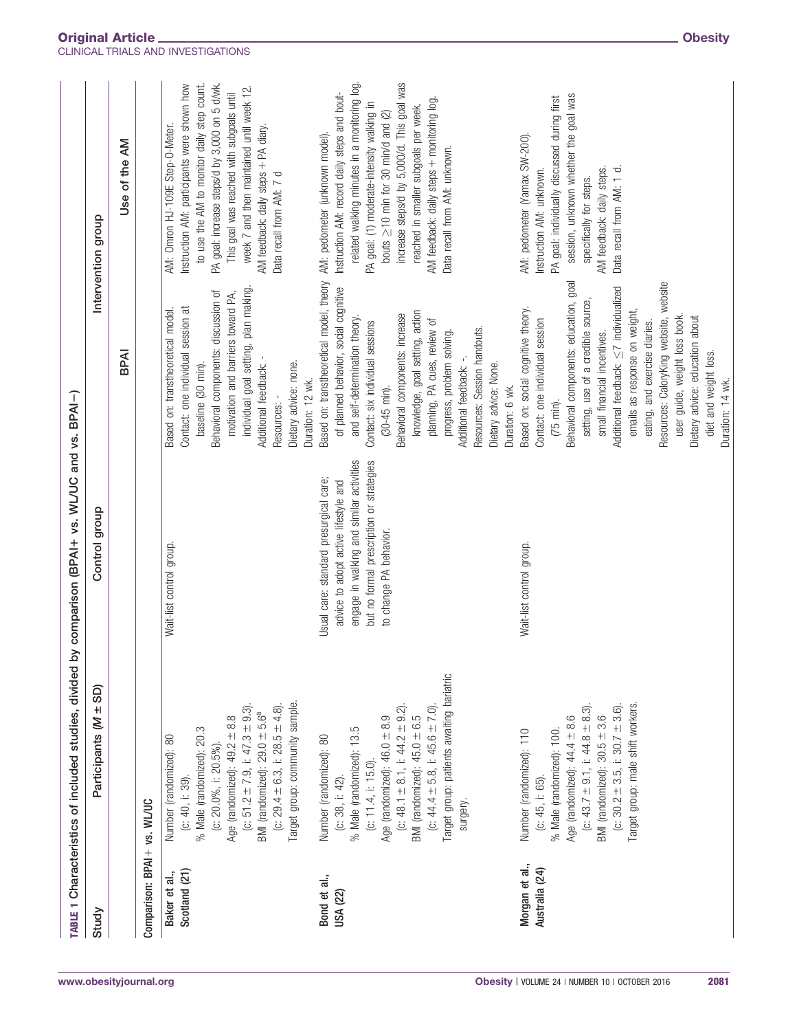TABLE 1 Characteristics of included studies, divided by comparison (BPAI+ vs. WL/UC and vs. BPAI−)

| Study | Participants (M ± SD) | Control group | Intervention group: BPAI | Intervention group: Use of the AM |
|---|---|---|---|---|
| **Comparison: BPAI+ vs. WL/UC** | | | | |
| **Baker et al., Scotland (21)** | Number (randomized): 80 (c: 40, i: 39). % Male (randomized): 20.3 (c: 20.0%, i: 20.5%). Age (randomized): 49.2 ± 8.8 (c: 51.2 ± 7.9, i: 47.3 ± 9.3). BMI (randomized): 29.0 ± 5.6[a] (c: 29.4 ± 6.3, i: 28.5 ± 4.8). Target group: community sample. | Wait-list control group. | Based on: transtheoretical model. Contact: one individual session at baseline (30 min). Behavioral components: discussion of motivation and barriers toward PA, individual goal setting, plan making. Additional feedback: -. Resources: -. Dietary advice: none. Duration: 12 wk. | AM: Omron HJ-109E Step-O-Meter. Instruction AM: participants were shown how to use the AM to monitor daily step count. PA goal: increase steps/d by 3,000 on 5 d/wk. This goal was reached with subgoals until week 7 and then maintained until week 12. AM feedback: daily steps + PA diary. Data recall from AM: 7 d |
| **Bond et al., USA (22)** | Number (randomized): 80 (c: 38, i: 42). % Male (randomized): 13.5 (c: 11.4, i: 15.0). Age (randomized): 46.0 ± 8.9 (c: 48.1 ± 8.1, i: 44.2 ± 9.2). BMI (randomized): 45.0 ± 6.5 (c: 44.4 ± 5.8, i: 45.6 ± 7.0). Target group: patients awaiting bariatric surgery. | Usual care: standard presurgical care; advice to adopt active lifestyle and engage in walking and similar activities but no formal prescription or strategies to change PA behavior. | Based on: transtheoretical model, theory of planned behavior, social cognitive and self-determination theory. Contact: six individual sessions (30-45 min). Behavioral components: increase knowledge, goal setting, action planning, PA cues, review of progress, problem solving. Additional feedback: -. Resources: Session handouts. Dietary advice: None. Duration: 6 wk. | AM: pedometer (unknown model). Instruction AM: record daily steps and bout-related walking minutes in a monitoring log. PA goal: (1) moderate-intensity walking in bouts ≥10 min for 30 min/d and (2) increase steps/d by 5,000/d. This goal was reached in smaller subgoals per week. AM feedback: daily steps + monitoring log. Data recall from AM: unknown. |
| **Morgan et al., Australia (24)** | Number (randomized): 110 (c: 45, i: 65). % Male (randomized): 100. Age (randomized): 44.4 ± 8.6 (c: 43.7 ± 9.1, i: 44.8 ± 8.3). BMI (randomized): 30.5 ± 3.6 (c: 30.2 ± 3.5, i: 30.7 ± 3.6). Target group: male shift workers. | Wait-list control group. | Based on: social cognitive theory. Contact: one individual session (75 min). Behavioral components: education, goal setting, use of a credible source, small financial incentives. Additional feedback: ≤7 individualized emails as response on weight, eating, and exercise diaries. Resources: CaloryKing website, website user guide, weight loss book. Dietary advice: education about diet and weight loss. Duration: 14 wk. | AM: pedometer (Yamax SW-200). Instruction AM: unknown. PA goal: individually discussed during first session, unknown whether the goal was specifically for steps. AM feedback: daily steps. Data recall from AM: 1 d. |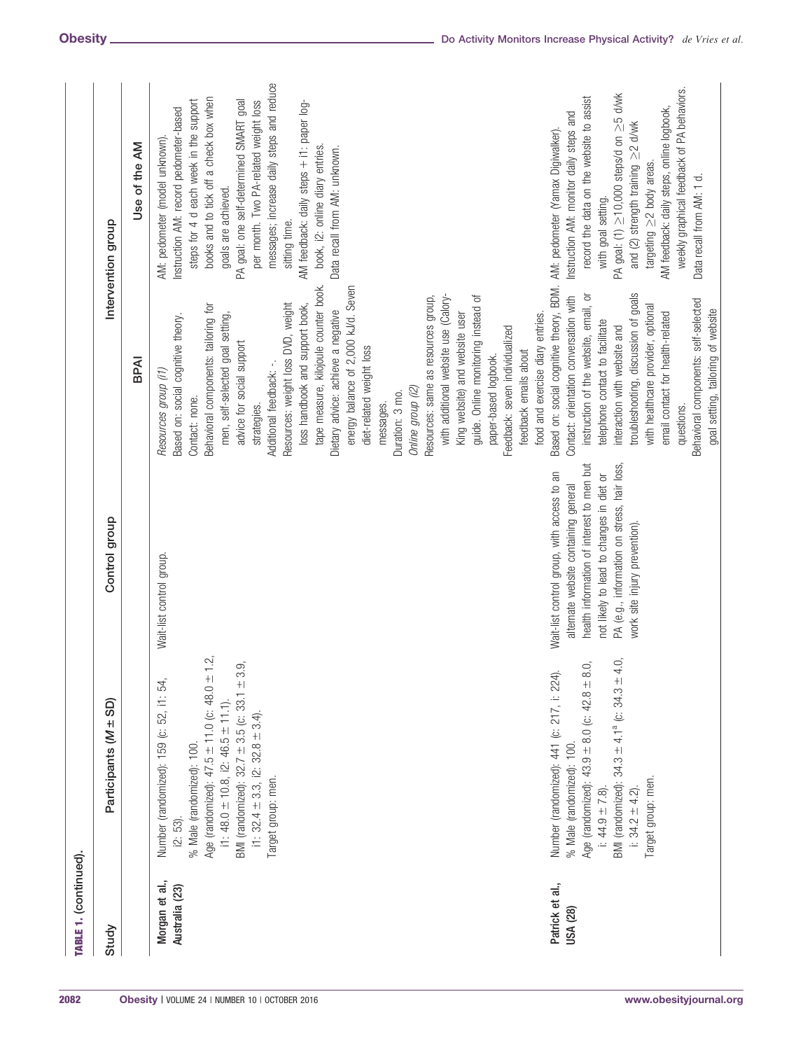**TABLE 1. (continued).**

| Study | Participants ($M$ ± SD) | Control group | Intervention group | |
|---|---|---|---|---|
| | | | BPAI | Use of the AM |
| **Morgan et al., Australia (23)** | Number (randomized): 159 (c: 52, i1: 54, i2: 53).<br>% Male (randomized): 100.<br>Age (randomized): 47.5 ± 11.0 (c: 48.0 ± 1.2, i1: 48.0 ± 10.8, i2: 46.5 ± 11.1).<br>BMI (randomized): 32.7 ± 3.5 (c: 33.1 ± 3.9, i1: 32.4 ± 3.3, i2: 32.8 ± 3.4).<br>Target group: men. | Wait-list control group. | *Resources group (i1)*<br>Based on: social cognitive theory.<br>Contact: none.<br>Behavioral components: tailoring for men, self-selected goal setting, advice for social support strategies.<br>Additional feedback: -.<br>Resources: weight loss DVD, weight loss handbook and support book, tape measure, kilojoule counter book.<br>Dietary advice: achieve a negative energy balance of 2,000 kJ/d. Seven diet-related weight loss messages.<br>Duration: 3 mo.<br>*Online group (i2)*<br>Resources: same as resources group, with additional website use (Calory-King website) and website user guide. Online monitoring instead of paper-based logbook.<br>Feedback: seven individualized feedback emails about food and exercise diary entries. | AM: pedometer (model unknown).<br>Instruction AM: record pedometer-based steps for 4 d each week in the support books and to tick off a check box when goals are achieved.<br>PA goal: one self-determined SMART goal per month. Two PA-related weight loss messages; increase daily steps and reduce sitting time.<br>AM feedback: daily steps + i1: paper log-book, i2: online diary entries.<br>Data recall from AM: unknown. |
| **Patrick et al., USA (28)** | Number (randomized): 441 (c: 217, i: 224).<br>% Male (randomized): 100.<br>Age (randomized): 43.9 ± 8.0 (c: 42.8 ± 8.0, i: 44.9 ± 7.8).<br>BMI (randomized): 34.3 ± 4.1[a] (c: 34.3 ± 4.0, i: 34.2 ± 4.2).<br>Target group: men. | Wait-list control group, with access to an alternate website containing general health information of interest to men but not likely to lead to changes in diet or PA (e.g., information on stress, hair loss, work site injury prevention). | Based on: social cognitive theory, BDM.<br>Contact: orientation conversation with instruction of the website, email, or telephone contact to facilitate interaction with website and troubleshooting, discussion of goals with healthcare provider, optional email contact for health-related questions.<br>Behavioral components: self-selected goal setting, tailoring of website | AM: pedometer (Yamax Digiwalker).<br>Instruction AM: monitor daily steps and record the data on the website to assist with goal setting.<br>PA goal: (1) ≥10,000 steps/d on ≥5 d/wk and (2) strength training ≥2 d/wk targeting ≥2 body areas.<br>AM feedback: daily steps, online logbook, weekly graphical feedback of PA behaviors.<br>Data recall from AM: 1 d. |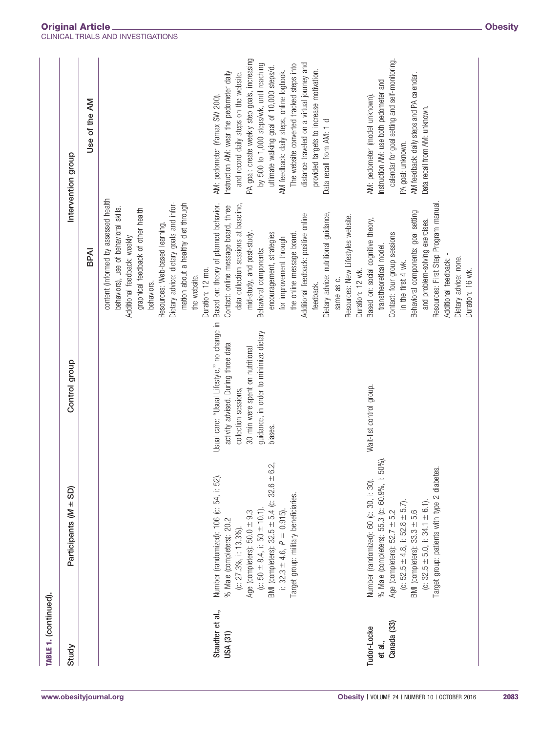**TABLE 1. (continued).**

| Study | Participants (M ± SD) | Control group | Intervention group: BPAI | Intervention group: Use of the AM |
| --- | --- | --- | --- | --- |
| | | | content (informed by assessed health behaviors), use of behavioral skills. Additional feedback: weekly graphical feedback of other health behaviors. Resources: Web-based learning. Dietary advice: dietary goals and information about a healthy diet through the website. Duration: 12 mo. | |
| **Staudter et al., USA (31)** | Number (randomized): 106 (c: 54, i: 52). % Male (completers): 20.2 (c: 27.3%, i: 13.3%). Age (completers): 50.0 ± 9.3 (c: 50 ± 8.4, i: 50 ± 10.1). BMI (completers): 32.5 ± 5.4 (c: 32.6 ± 6.2, i: 32.3 ± 4.6, $P = 0.915$). Target group: military beneficiaries. | Usual care: "Usual Lifestyle," no change in activity advised. During three data collection sessions, 30 min were spent on nutritional guidance, in order to minimize dietary biases. | Based on: theory of planned behavior. Contact: online message board, three data collection sessions at baseline, mid-study, and post-study. Behavioral components: encouragement, strategies for improvement through the online message board. Additional feedback: positive online feedback. Dietary advice: nutritional guidance, same as c. Resources: New Lifestyles website. Duration: 12 wk. | AM: pedometer (Yamax SW-200). Instruction AM: wear the pedometer daily and record daily steps on the website. PA goal: create weekly step goals, increasing by 500 to 1,000 steps/wk, until reaching ultimate walking goal of 10,000 steps/d. AM feedback: daily steps, online logbook. The website converted tracked steps into distance traveled on a virtual journey and provided targets to increase motivation. Data recall from AM: 1 d |
| **Tudor-Locke et al., Canada (33)** | Number (randomized): 60 (c: 30, i: 30). % Male (completers): 55.3 (c: 60.9%, i: 50%). Age (completers): 52.7 ± 5.2 (c: 52.5 ± 4.8, i: 52.8 ± 5.7). BMI (completers): 33.3 ± 5.6 (c: 32.5 ± 5.0, i: 34.1 ± 6.1). Target group: patients with type 2 diabetes. | Wait-list control group. | Based on: social cognitive theory, transtheoretical model. Contact: four group sessions in the first 4 wk. Behavioral components: goal setting and problem-solving exercises. Resources: First Step Program manual. Additional feedback: - Dietary advice: none. Duration: 16 wk. | AM: pedometer (model unknown). Instruction AM: use both pedometer and calendar for goal setting and self-monitoring. PA goal: unknown. AM feedback: daily steps and PA calendar. Data recall from AM: unknown. |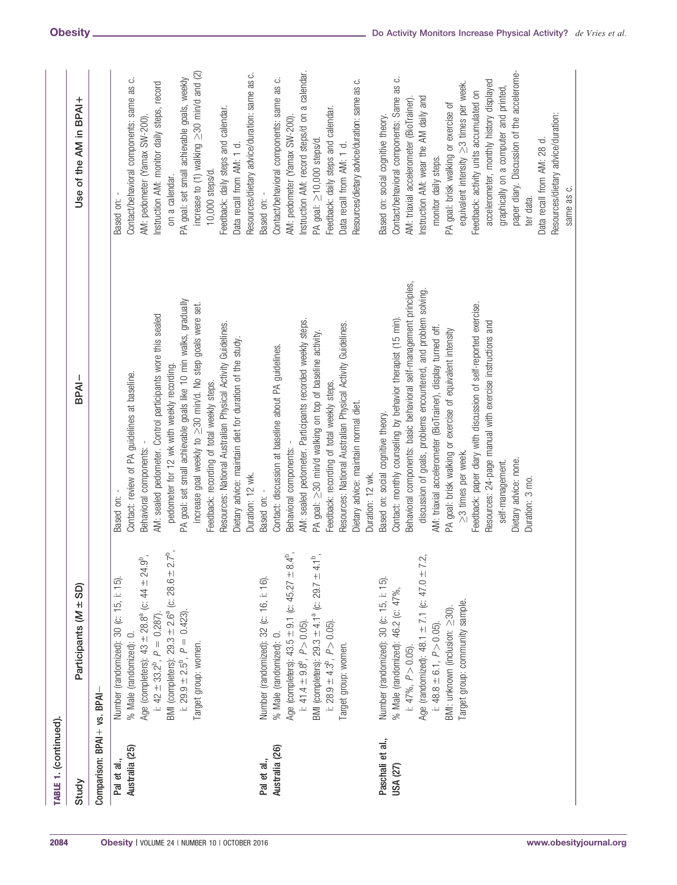TABLE 1. (continued).

| Study | Participants (M ± SD) | BPAI− | Use of the AM in BPAI+ |
|---|---|---|---|
| **Comparison: BPAI+ vs. BPAI−** | | | |
| Pal et al., Australia (25) | Number (randomized): 30 (c: 15, i: 15). % Male (randomized): 0. Age (completers): 43 ± 28.8[a] (c: 44 ± 24.9[b], i: 42 ± 33.2[b], $P = 0.287$). BMI (completers): 29.3 ± 2.6[a] (c: 28.6 ± 2.7[b], i: 29.9 ± 2.5[b], $P = 0.423$). Target group: women. | Based on: - Contact: review of PA guidelines at baseline. Behavioral components: - AM: sealed pedometer. Control participants wore this sealed pedometer for 12 wk with weekly recording. PA goal: set small achievable goals like 10 min walks, gradually increase goal weekly to ≥30 min/d. No step goals were set. Feedback: recording of total weekly steps. Resources: National Australian Physical Activity Guidelines. Dietary advice: maintain diet for duration of the study. Duration: 12 wk. | Based on: - Contact/behavioral components: same as c. AM: pedometer (Yamax SW-200). Instruction AM: monitor daily steps, record on a calendar. PA goal: set small achievable goals, weekly increase to (1) walking ≥30 min/d and (2) 10,000 steps/d. Feedback: daily steps and calendar. Data recall from AM: 1 d. Resources/dietary advice/duration: same as c. |
| Pal et al., Australia (26) | Number (randomized): 32 (c: 16, i: 16). % Male (randomized): 0. Age (completers): 43.5 ± 9.1 (c: 45.27 ± 8.4[b], i: 41.4 ± 9.8[b], $P > 0.05$). BMI (completers): 29.3 ± 4.1[a] (c: 29.7 ± 4.1[b], i: 28.9 ± 4.3[b], $P > 0.05$). Target group: women. | Based on: - Contact: discussion at baseline about PA guidelines. Behavioral components: - AM: sealed pedometer. Participants recorded weekly steps. PA goal: ≥30 min/d walking on top of baseline activity. Feedback: recording of total weekly steps. Resources: National Australian Physical Activity Guidelines. Dietary advice: maintain normal diet. Duration: 12 wk. | Based on: - Contact/behavioral components: same as c. AM: pedometer (Yamax SW-200). Instruction AM: record steps/d on a calendar. PA goal: ≥10,000 steps/d. Feedback: daily steps and calendar. Data recall from AM: 1 d. Resources/dietary advice/duration: same as c. |
| Paschali et al., USA (27) | Number (randomized): 30 (c: 15, i: 15). % Male (randomized): 46.2 (c: 47%, i: 47%, $P > 0.05$). Age (randomized): 48.1 ± 7.1 (c: 47.0 ± 7.2, i: 48.8 ± 6.1, $P > 0.05$). BMI: unknown (inclusion: ≥30). Target group: community sample. | Based on: social cognitive theory. Contact: monthly counseling by behavior therapist (15 min). Behavioral components: basic behavioral self-management principles, discussion of goals, problems encountered, and problem solving. AM: triaxial accelerometer (BioTrainer), display turned off. PA goal: brisk walking or exercise of equivalent intensity ≥3 times per week. Feedback: paper diary with discussion of self-reported exercise. Resources: 24-page manual with exercise instructions and self-management. Dietary advice: none. Duration: 3 mo. | Based on: social cognitive theory. Contact/behavioral components: Same as c. AM: triaxial accelerometer (BioTrainer). Instruction AM: wear the AM daily and monitor daily steps. PA goal: brisk walking or exercise of equivalent intensity ≥3 times per week. Feedback: activity units accumulated on accelerometer, monthly history displayed graphically on a computer and printed, paper diary. Discussion of the accelerometer data. Data recall from AM: 28 d. Resources/dietary advice/duration: same as c. |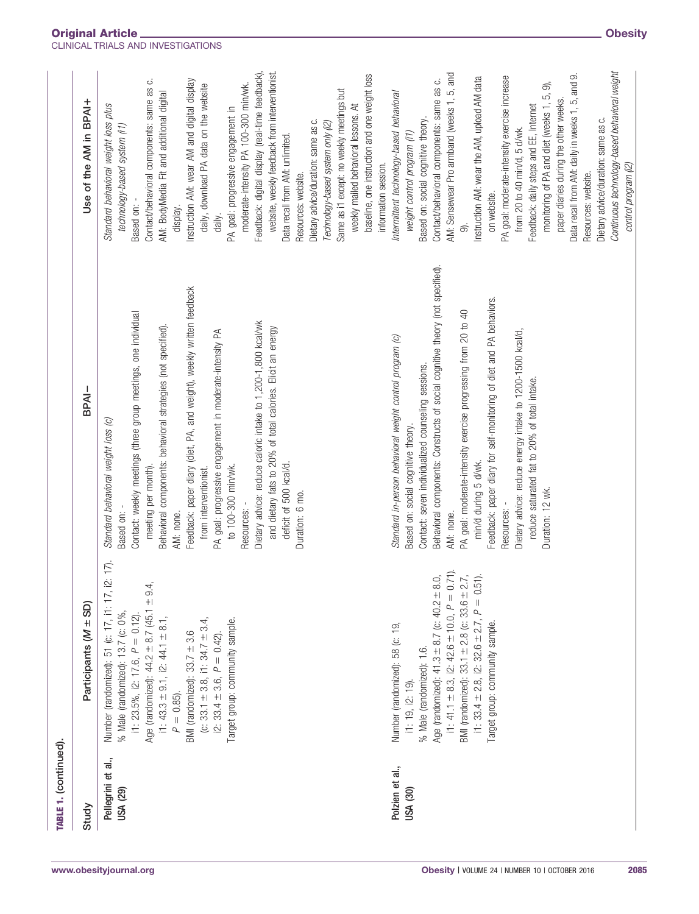**TABLE 1. (continued).**

| Study | Participants (M ± SD) | BPAI– | Use of the AM in BPAI+ |
|---|---|---|---|
| Pellegrini et al., USA (29) | Number (randomized): 51 (c: 17, i1: 17, i2: 17).<br>% Male (randomized): 13.7 (c: 0%, i1: 23.5%, i2: 17.6, $P$ = 0.12).<br>Age (randomized): 44.2 ± 8.7 (45.1 ± 9.4, i1: 43.3 ± 9.1, i2: 44.1 ± 8.1, $P$ = 0.85).<br>BMI (randomized): 33.7 ± 3.6 (c: 33.1 ± 3.8, i1: 34.7 ± 3.4, i2: 33.4 ± 3.6, $P$ = 0.42).<br>Target group: community sample. | *Standard behavioral weight loss (c)*<br>Based on: -<br>Contact: weekly meetings (three group meetings, one individual meeting per month).<br>Behavioral components: behavioral strategies (not specified).<br>AM: none.<br>Feedback: paper diary (diet, PA, and weight), weekly written feedback from interventionist.<br>PA goal: progressive engagement in moderate-intensity PA to 100-300 min/wk.<br>Resources: -<br>Dietary advice: reduce caloric intake to 1,200-1,800 kcal/wk and dietary fats to 20% of total calories. Elicit an energy deficit of 500 kcal/d.<br>Duration: 6 mo. | *Standard behavioral weight loss plus technology-based system (i1)*<br>Based on: -<br>Contact/behavioral components: same as c.<br>AM: BodyMedia Fit and additional digital display.<br>Instruction AM: wear AM and digital display daily, download PA data on the website daily.<br>PA goal: progressive engagement in moderate-intensity PA 100-300 min/wk.<br>Feedback: digital display (real-time feedback), website, weekly feedback from interventionist.<br>Data recall from AM: unlimited.<br>Resources: website.<br>Dietary advice/duration: same as c.<br>*Technology-based system only (i2)*<br>Same as i1 except: no weekly meetings but weekly mailed behavioral lessons. At baseline, one instruction and one weight loss information session. |
| Polzien et al., USA (30) | Number (randomized): 58 (c: 19, i1: 19, i2: 19).<br>% Male (randomized): 1.6.<br>Age (randomized): 41.3 ± 8.7 (c: 40.2 ± 8.0, i1: 41.1 ± 8.3, i2: 42.6 ± 10.0, $P$ = 0.71).<br>BMI (randomized): 33.1 ± 2.8 (c: 33.6 ± 2.7, i1: 33.4 ± 2.8, i2: 32.6 ± 2.7, $P$ = 0.51).<br>Target group: community sample. | *Standard in-person behavioral weight control program (c)*<br>Based on: social cognitive theory.<br>Contact: seven individualized counseling sessions.<br>Behavioral components: Constructs of social cognitive theory (not specified).<br>AM: none.<br>PA goal: moderate-intensity exercise progressing from 20 to 40 min/d during 5 d/wk.<br>Feedback: paper diary for self-monitoring of diet and PA behaviors.<br>Resources: -<br>Dietary advice: reduce energy intake to 1200-1500 kcal/d, reduce saturated fat to 20% of total intake.<br>Duration: 12 wk. | *Intermittent technology-based behavioral weight control program (i1)*<br>Based on: social cognitive theory.<br>Contact/behavioral components: same as c.<br>AM: Sensewear Pro armband (weeks 1, 5, and 9).<br>Instruction AM: wear the AM, upload AM data on website.<br>PA goal: moderate-intensity exercise increase from 20 to 40 min/d, 5 d/wk.<br>Feedback: daily steps and EE, Internet monitoring of PA and diet (weeks 1, 5, 9), paper diaries during the other weeks.<br>Data recall from AM: daily in weeks 1, 5, and 9.<br>Resources: website.<br>Dietary advice/duration: same as c.<br>*Continuous technology-based behavioral weight control program (i2)* |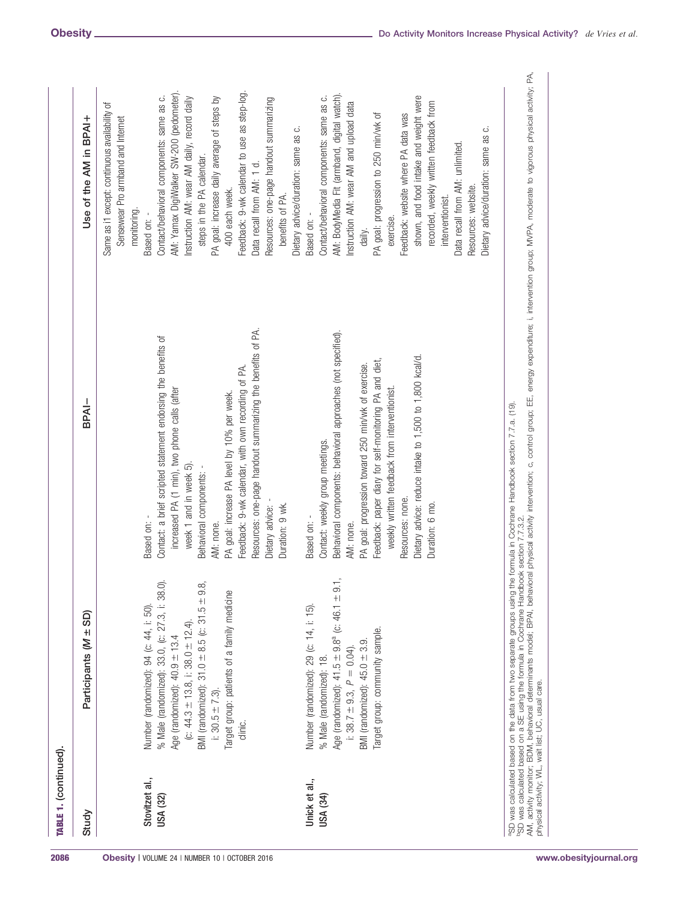**TABLE 1.** (continued).

| Study | Participants (M ± SD) | BPAI– | Use of the AM in BPAI+ |
|---|---|---|---|
| | | | Same as i1 except: continuous availability of Sensewear Pro armband and Internet monitoring. |
| Stovitzet al., USA (32) | Number (randomized): 94 (c: 44, i: 50).<br>% Male (randomized): 33.0, (c: 27.3, i: 38.0).<br>Age (randomized): 40.9 ± 13.4 (c: 44.3 ± 13.8, i: 38.0 ± 12.4).<br>BMI (randomized): 31.0 ± 8.5 (c: 31.5 ± 9.8, i: 30.5 ± 7.3).<br>Target group: patients of a family medicine clinic. | Based on: -<br>Contact: a brief scripted statement endorsing the benefits of increased PA (1 min), two phone calls (after week 1 and in week 5).<br>Behavioral components: -<br>AM: none.<br>PA goal: increase PA level by 10% per week.<br>Feedback: 9-wk calendar, with own recording of PA.<br>Resources: one-page handout summarizing the benefits of PA.<br>Dietary advice: -<br>Duration: 9 wk. | Based on: -<br>Contact/behavioral components: same as c.<br>AM: Yamax DigiWalker SW-200 (pedometer).<br>Instruction AM: wear AM daily, record daily steps in the PA calendar.<br>PA goal: increase daily average of steps by 400 each week.<br>Feedback: 9-wk calendar to use as step-log.<br>Data recall from AM: 1 d.<br>Resources: one-page handout summarizing benefits of PA.<br>Dietary advice/duration: same as c. |
| Unick et al., USA (34) | Number (randomized): 29 (c: 14, i: 15).<br>% Male (randomized): 18.<br>Age (randomized): 41.5 ± 9.8[a] (c: 46.1 ± 9.1, i: 38.7 ± 9.3, $P = 0.04$).<br>BMI (randomized): 45.0 ± 3.9.<br>Target group: community sample. | Based on: -<br>Contact: weekly group meetings.<br>Behavioral components: behavioral approaches (not specified).<br>AM: none.<br>PA goal: progression toward 250 min/wk of exercise.<br>Feedback: paper diary for self-monitoring PA and diet, weekly written feedback from interventionist.<br>Resources: none.<br>Dietary advice: reduce intake to 1,500 to 1,800 kcal/d.<br>Duration: 6 mo. | Based on: -<br>Contact/behavioral components: same as c.<br>AM: BodyMedia Fit (armband, digital watch).<br>Instruction AM: wear AM and upload data daily.<br>PA goal: progression to 250 min/wk of exercise.<br>Feedback: website where PA data was shown, and food intake and weight were recorded, weekly written feedback from interventionist.<br>Data recall from AM: unlimited.<br>Resources: website.<br>Dietary advice/duration: same as c. |

[a]SD was calculated based on the data from two separate groups using the formula in Cochrane Handbook section 7.7.a. (19).
[b]SD was calculated based on a SE using the formula in Cochrane Handbook section 7.7.3.2.
AM, activity monitor; BDM, behavioral determinants model; BPAI, behavioral physical activity intervention; c, control group; EE, energy expenditure; i, intervention group; MVPA, moderate to vigorous physical activity; PA, physical activity; WL, wait list; UC, usual care.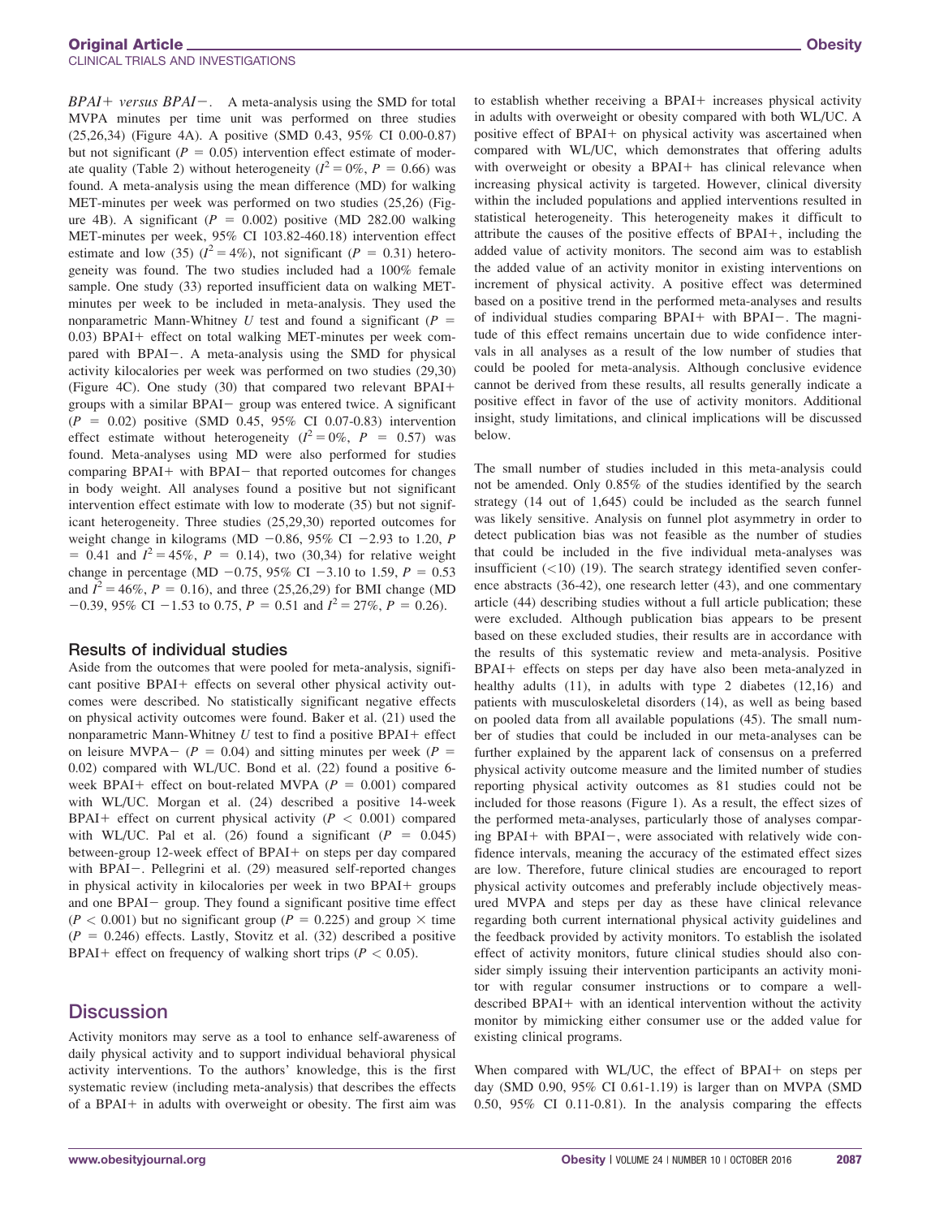*BPAI+ versus BPAI−*. A meta-analysis using the SMD for total MVPA minutes per time unit was performed on three studies (25,26,34) (Figure 4A). A positive (SMD 0.43, 95% CI 0.00-0.87) but not significant ($P = 0.05$) intervention effect estimate of moderate quality (Table 2) without heterogeneity ($I^2 = 0\%$, $P = 0.66$) was found. A meta-analysis using the mean difference (MD) for walking MET-minutes per week was performed on two studies (25,26) (Figure 4B). A significant ($P = 0.002$) positive (MD 282.00 walking MET-minutes per week, 95% CI 103.82-460.18) intervention effect estimate and low (35) ($I^2 = 4\%$), not significant ($P = 0.31$) heterogeneity was found. The two studies included had a 100% female sample. One study (33) reported insufficient data on walking MET-minutes per week to be included in meta-analysis. They used the nonparametric Mann-Whitney $U$ test and found a significant ($P = 0.03$) BPAI+ effect on total walking MET-minutes per week compared with BPAI−. A meta-analysis using the SMD for physical activity kilocalories per week was performed on two studies (29,30) (Figure 4C). One study (30) that compared two relevant BPAI+ groups with a similar BPAI− group was entered twice. A significant ($P = 0.02$) positive (SMD 0.45, 95% CI 0.07-0.83) intervention effect estimate without heterogeneity ($I^2 = 0\%$, $P = 0.57$) was found. Meta-analyses using MD were also performed for studies comparing BPAI+ with BPAI− that reported outcomes for changes in body weight. All analyses found a positive but not significant intervention effect estimate with low to moderate (35) but not significant heterogeneity. Three studies (25,29,30) reported outcomes for weight change in kilograms (MD −0.86, 95% CI −2.93 to 1.20, $P = 0.41$ and $I^2 = 45\%$, $P = 0.14$), two (30,34) for relative weight change in percentage (MD −0.75, 95% CI −3.10 to 1.59, $P = 0.53$ and $I^2 = 46\%$, $P = 0.16$), and three (25,26,29) for BMI change (MD −0.39, 95% CI −1.53 to 0.75, $P = 0.51$ and $I^2 = 27\%$, $P = 0.26$).

### Results of individual studies

Aside from the outcomes that were pooled for meta-analysis, significant positive BPAI+ effects on several other physical activity outcomes were described. No statistically significant negative effects on physical activity outcomes were found. Baker et al. (21) used the nonparametric Mann-Whitney $U$ test to find a positive BPAI+ effect on leisure MVPA− ($P = 0.04$) and sitting minutes per week ($P = 0.02$) compared with WL/UC. Bond et al. (22) found a positive 6-week BPAI+ effect on bout-related MVPA ($P = 0.001$) compared with WL/UC. Morgan et al. (24) described a positive 14-week BPAI+ effect on current physical activity ($P < 0.001$) compared with WL/UC. Pal et al. (26) found a significant ($P = 0.045$) between-group 12-week effect of BPAI+ on steps per day compared with BPAI−. Pellegrini et al. (29) measured self-reported changes in physical activity in kilocalories per week in two BPAI+ groups and one BPAI− group. They found a significant positive time effect ($P < 0.001$) but no significant group ($P = 0.225$) and group × time ($P = 0.246$) effects. Lastly, Stovitz et al. (32) described a positive BPAI+ effect on frequency of walking short trips ($P < 0.05$).

## Discussion

Activity monitors may serve as a tool to enhance self-awareness of daily physical activity and to support individual behavioral physical activity interventions. To the authors' knowledge, this is the first systematic review (including meta-analysis) that describes the effects of a BPAI+ in adults with overweight or obesity. The first aim was to establish whether receiving a BPAI+ increases physical activity in adults with overweight or obesity compared with both WL/UC. A positive effect of BPAI+ on physical activity was ascertained when compared with WL/UC, which demonstrates that offering adults with overweight or obesity a BPAI+ has clinical relevance when increasing physical activity is targeted. However, clinical diversity within the included populations and applied interventions resulted in statistical heterogeneity. This heterogeneity makes it difficult to attribute the causes of the positive effects of BPAI+, including the added value of activity monitors. The second aim was to establish the added value of an activity monitor in existing interventions on increment of physical activity. A positive effect was determined based on a positive trend in the performed meta-analyses and results of individual studies comparing BPAI+ with BPAI−. The magnitude of this effect remains uncertain due to wide confidence intervals in all analyses as a result of the low number of studies that could be pooled for meta-analysis. Although conclusive evidence cannot be derived from these results, all results generally indicate a positive effect in favor of the use of activity monitors. Additional insight, study limitations, and clinical implications will be discussed below.

The small number of studies included in this meta-analysis could not be amended. Only 0.85% of the studies identified by the search strategy (14 out of 1,645) could be included as the search funnel was likely sensitive. Analysis on funnel plot asymmetry in order to detect publication bias was not feasible as the number of studies that could be included in the five individual meta-analyses was insufficient (<10) (19). The search strategy identified seven conference abstracts (36-42), one research letter (43), and one commentary article (44) describing studies without a full article publication; these were excluded. Although publication bias appears to be present based on these excluded studies, their results are in accordance with the results of this systematic review and meta-analysis. Positive BPAI+ effects on steps per day have also been meta-analyzed in healthy adults (11), in adults with type 2 diabetes (12,16) and patients with musculoskeletal disorders (14), as well as being based on pooled data from all available populations (45). The small number of studies that could be included in our meta-analyses can be further explained by the apparent lack of consensus on a preferred physical activity outcome measure and the limited number of studies reporting physical activity outcomes as 81 studies could not be included for those reasons (Figure 1). As a result, the effect sizes of the performed meta-analyses, particularly those of analyses comparing BPAI+ with BPAI−, were associated with relatively wide confidence intervals, meaning the accuracy of the estimated effect sizes are low. Therefore, future clinical studies are encouraged to report physical activity outcomes and preferably include objectively measured MVPA and steps per day as these have clinical relevance regarding both current international physical activity guidelines and the feedback provided by activity monitors. To establish the isolated effect of activity monitors, future clinical studies should also consider simply issuing their intervention participants an activity monitor with regular consumer instructions or to compare a well-described BPAI+ with an identical intervention without the activity monitor by mimicking either consumer use or the added value for existing clinical programs.

When compared with WL/UC, the effect of BPAI+ on steps per day (SMD 0.90, 95% CI 0.61-1.19) is larger than on MVPA (SMD 0.50, 95% CI 0.11-0.81). In the analysis comparing the effects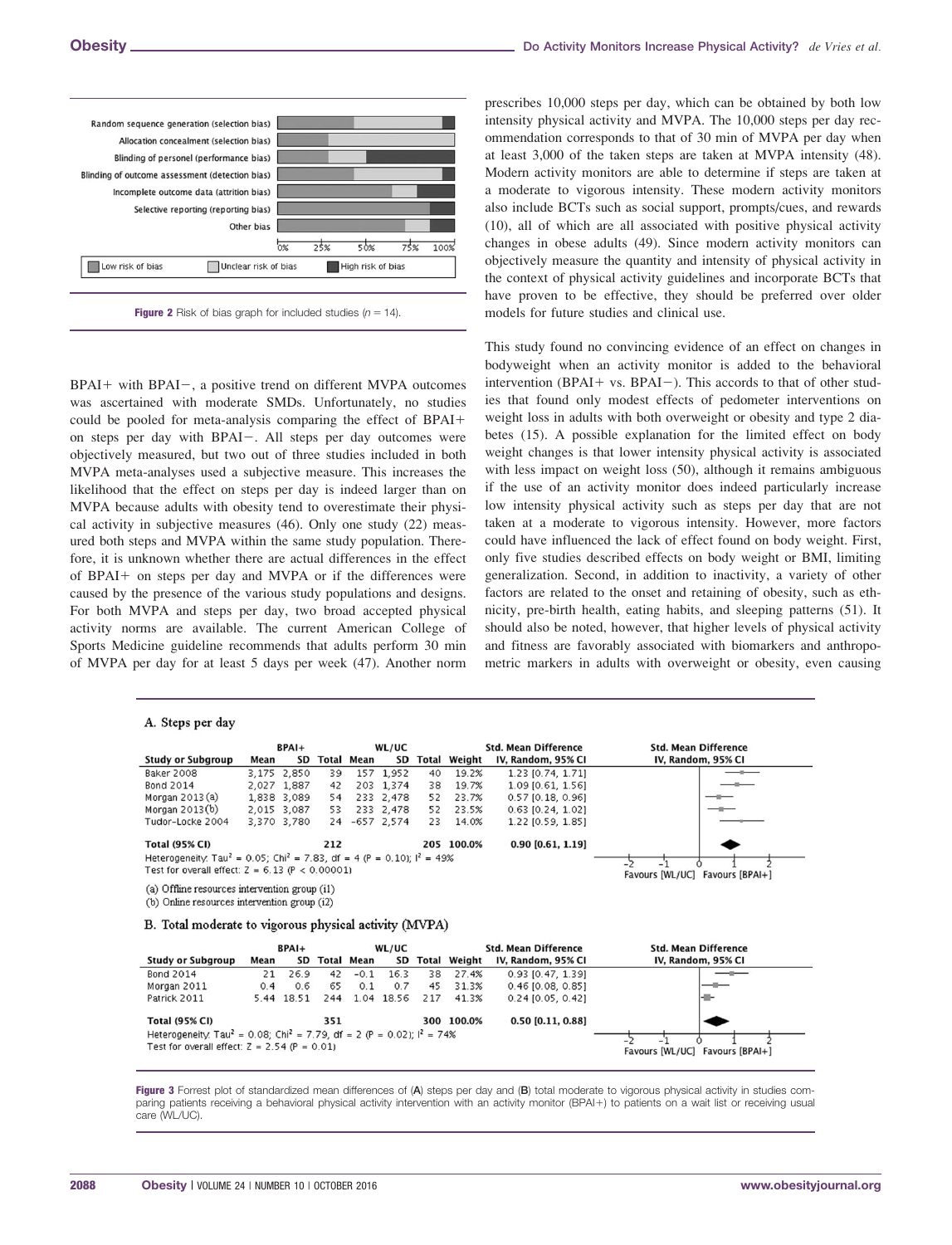| Random sequence generation (selection bias) |
|---|
| Allocation concealment (selection bias) |
| Blinding of personel (performance bias) |
| Blinding of outcome assessment (detection bias) |
| Incomplete outcome data (attrition bias) |
| Selective reporting (reporting bias) |
| Other bias |

0% 25% 50% 75% 100%

Low risk of bias | Unclear risk of bias | High risk of bias

**Figure 2** Risk of bias graph for included studies (*n* = 14).

BPAI+ with BPAI−, a positive trend on different MVPA outcomes was ascertained with moderate SMDs. Unfortunately, no studies could be pooled for meta-analysis comparing the effect of BPAI+ on steps per day with BPAI−. All steps per day outcomes were objectively measured, but two out of three studies included in both MVPA meta-analyses used a subjective measure. This increases the likelihood that the effect on steps per day is indeed larger than on MVPA because adults with obesity tend to overestimate their physical activity in subjective measures (46). Only one study (22) measured both steps and MVPA within the same study population. Therefore, it is unknown whether there are actual differences in the effect of BPAI+ on steps per day and MVPA or if the differences were caused by the presence of the various study populations and designs. For both MVPA and steps per day, two broad accepted physical activity norms are available. The current American College of Sports Medicine guideline recommends that adults perform 30 min of MVPA per day for at least 5 days per week (47). Another norm prescribes 10,000 steps per day, which can be obtained by both low intensity physical activity and MVPA. The 10,000 steps per day recommendation corresponds to that of 30 min of MVPA per day when at least 3,000 of the taken steps are taken at MVPA intensity (48). Modern activity monitors are able to determine if steps are taken at a moderate to vigorous intensity. These modern activity monitors also include BCTs such as social support, prompts/cues, and rewards (10), all of which are all associated with positive physical activity changes in obese adults (49). Since modern activity monitors can objectively measure the quantity and intensity of physical activity in the context of physical activity guidelines and incorporate BCTs that have proven to be effective, they should be preferred over older models for future studies and clinical use.

This study found no convincing evidence of an effect on changes in bodyweight when an activity monitor is added to the behavioral intervention (BPAI+ vs. BPAI−). This accords to that of other studies that found only modest effects of pedometer interventions on weight loss in adults with both overweight or obesity and type 2 diabetes (15). A possible explanation for the limited effect on body weight changes is that lower intensity physical activity is associated with less impact on weight loss (50), although it remains ambiguous if the use of an activity monitor does indeed particularly increase low intensity physical activity such as steps per day that are not taken at a moderate to vigorous intensity. However, more factors could have influenced the lack of effect found on body weight. First, only five studies described effects on body weight or BMI, limiting generalization. Second, in addition to inactivity, a variety of other factors are related to the onset and retaining of obesity, such as ethnicity, pre-birth health, eating habits, and sleeping patterns (51). It should also be noted, however, that higher levels of physical activity and fitness are favorably associated with biomarkers and anthropometric markers in adults with overweight or obesity, even causing

A. Steps per day

| Study or Subgroup | BPAI+ Mean | SD | Total | WL/UC Mean | SD | Total | Weight | Std. Mean Difference IV, Random, 95% CI |
|---|---|---|---|---|---|---|---|---|
| Baker 2008 | 3,175 | 2,850 | 39 | 157 | 1,952 | 40 | 19.2% | 1.23 [0.74, 1.71] |
| Bond 2014 | 2,027 | 1,887 | 42 | 203 | 1,374 | 38 | 19.7% | 1.09 [0.61, 1.56] |
| Morgan 2013 (a) | 1,838 | 3,089 | 54 | 233 | 2,478 | 52 | 23.7% | 0.57 [0.18, 0.96] |
| Morgan 2013 (b) | 2,015 | 3,087 | 53 | 233 | 2,478 | 52 | 23.5% | 0.63 [0.24, 1.02] |
| Tudor-Locke 2004 | 3,370 | 3,780 | 24 | -657 | 2,574 | 23 | 14.0% | 1.22 [0.59, 1.85] |
| **Total (95% CI)** | | | **212** | | | **205** | **100.0%** | **0.90 [0.61, 1.19]** |

Heterogeneity: $Tau^2 = 0.05$; $Chi^2 = 7.83$, df = 4 (P = 0.10); $I^2 = 49\%$
Test for overall effect: Z = 6.13 (P < 0.00001)

(a) Offline resources intervention group (i1)
(b) Online resources intervention group (i2)

Favours [WL/UC] Favours [BPAI+]

B. Total moderate to vigorous physical activity (MVPA)

| Study or Subgroup | BPAI+ Mean | SD | Total | WL/UC Mean | SD | Total | Weight | Std. Mean Difference IV, Random, 95% CI |
|---|---|---|---|---|---|---|---|---|
| Bond 2014 | 21 | 26.9 | 42 | -0.1 | 16.3 | 38 | 27.4% | 0.93 [0.47, 1.39] |
| Morgan 2011 | 0.4 | 0.6 | 65 | 0.1 | 0.7 | 45 | 31.3% | 0.46 [0.08, 0.85] |
| Patrick 2011 | 5.44 | 18.51 | 244 | 1.04 | 18.56 | 217 | 41.3% | 0.24 [0.05, 0.42] |
| **Total (95% CI)** | | | **351** | | | **300** | **100.0%** | **0.50 [0.11, 0.88]** |

Heterogeneity: $Tau^2 = 0.08$; $Chi^2 = 7.79$, df = 2 (P = 0.02); $I^2 = 74\%$
Test for overall effect: Z = 2.54 (P = 0.01)

Favours [WL/UC] Favours [BPAI+]

**Figure 3** Forrest plot of standardized mean differences of (**A**) steps per day and (**B**) total moderate to vigorous physical activity in studies comparing patients receiving a behavioral physical activity intervention with an activity monitor (BPAI+) to patients on a wait list or receiving usual care (WL/UC).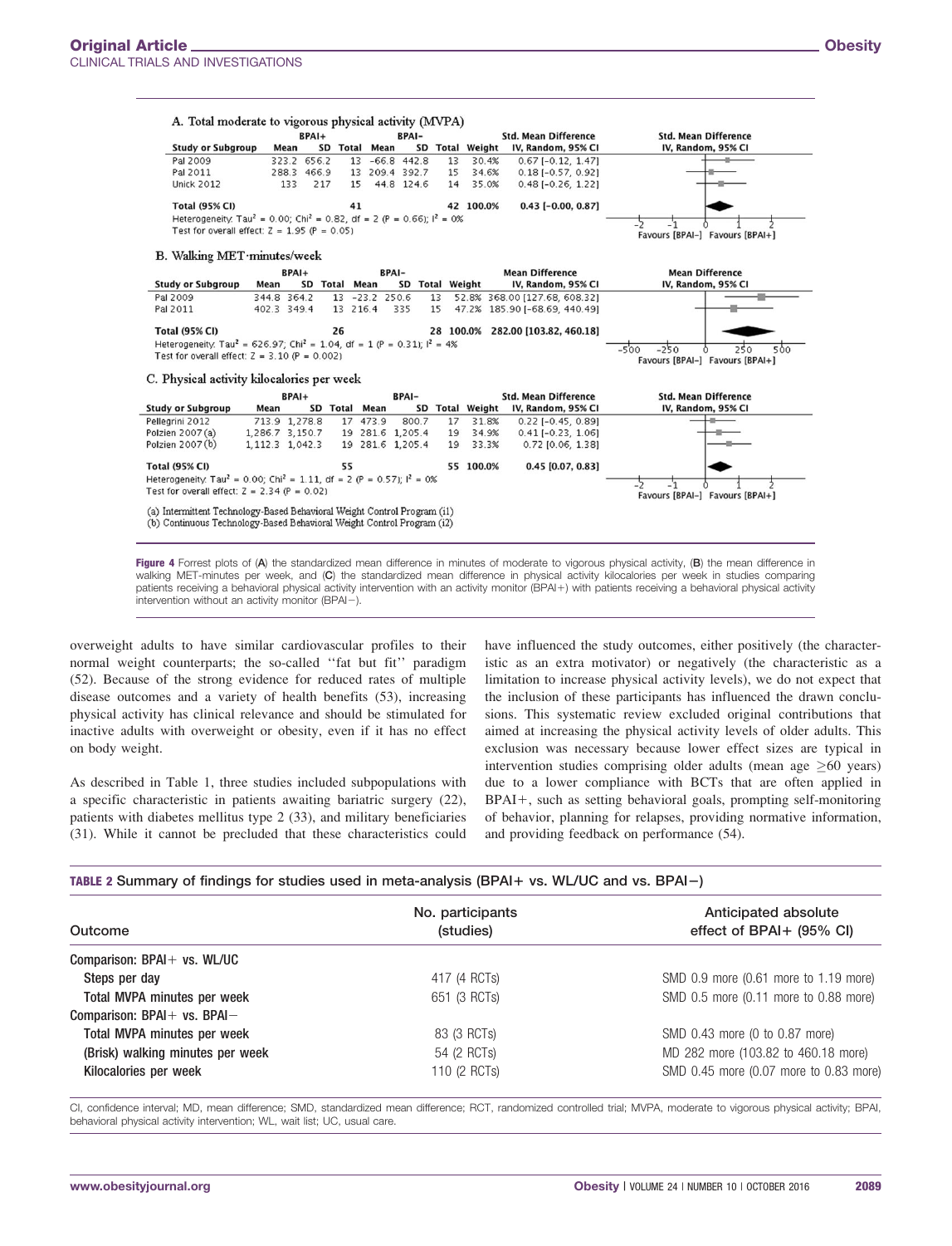A. Total moderate to vigorous physical activity (MVPA)

| Study or Subgroup | BPAI+ Mean | SD | Total | BPAI− Mean | SD | Total | Weight | Std. Mean Difference IV, Random, 95% CI |
|---|---|---|---|---|---|---|---|---|
| Pal 2009 | 323.2 | 656.2 | 13 | −66.8 | 442.8 | 13 | 30.4% | 0.67 [−0.12, 1.47] |
| Pal 2011 | 288.3 | 466.9 | 13 | 209.4 | 392.7 | 15 | 34.6% | 0.18 [−0.57, 0.92] |
| Unick 2012 | 133 | 217 | 15 | 44.8 | 124.6 | 14 | 35.0% | 0.48 [−0.26, 1.22] |
| **Total (95% CI)** | | | **41** | | | **42** | **100.0%** | **0.43 [−0.00, 0.87]** |

Heterogeneity: $Tau^2 = 0.00$; $Chi^2 = 0.82$, df = 2 (P = 0.66); $I^2 = 0\%$
Test for overall effect: Z = 1.95 (P = 0.05)

B. Walking MET·minutes/week

| Study or Subgroup | BPAI+ Mean | SD | Total | BPAI− Mean | SD | Total | Weight | Mean Difference IV, Random, 95% CI |
|---|---|---|---|---|---|---|---|---|
| Pal 2009 | 344.8 | 364.2 | 13 | −23.2 | 250.6 | 13 | 52.8% | 368.00 [127.68, 608.32] |
| Pal 2011 | 402.3 | 349.4 | 13 | 216.4 | 335 | 15 | 47.2% | 185.90 [−68.69, 440.49] |
| **Total (95% CI)** | | | **26** | | | **28** | **100.0%** | **282.00 [103.82, 460.18]** |

Heterogeneity: $Tau^2 = 626.97$; $Chi^2 = 1.04$, df = 1 (P = 0.31); $I^2 = 4\%$
Test for overall effect: Z = 3.10 (P = 0.002)

C. Physical activity kilocalories per week

| Study or Subgroup | BPAI+ Mean | SD | Total | BPAI− Mean | SD | Total | Weight | Std. Mean Difference IV, Random, 95% CI |
|---|---|---|---|---|---|---|---|---|
| Pellegrini 2012 | 713.9 | 1,278.8 | 17 | 473.9 | 800.7 | 17 | 31.8% | 0.22 [−0.45, 0.89] |
| Polzien 2007 (a) | 1,286.7 | 3,150.7 | 19 | 281.6 | 1,205.4 | 19 | 34.9% | 0.41 [−0.23, 1.06] |
| Polzien 2007 (b) | 1,112.3 | 1,042.3 | 19 | 281.6 | 1,205.4 | 19 | 33.3% | 0.72 [0.06, 1.38] |
| **Total (95% CI)** | | | **55** | | | **55** | **100.0%** | **0.45 [0.07, 0.83]** |

Heterogeneity: $Tau^2 = 0.00$; $Chi^2 = 1.11$, df = 2 (P = 0.57); $I^2 = 0\%$
Test for overall effect: Z = 2.34 (P = 0.02)

(a) Intermittent Technology-Based Behavioral Weight Control Program (i1)
(b) Continuous Technology-Based Behavioral Weight Control Program (i2)

**Figure 4** Forrest plots of (**A**) the standardized mean difference in minutes of moderate to vigorous physical activity, (**B**) the mean difference in walking MET-minutes per week, and (**C**) the standardized mean difference in physical activity kilocalories per week in studies comparing patients receiving a behavioral physical activity intervention with an activity monitor (BPAI+) with patients receiving a behavioral physical activity intervention without an activity monitor (BPAI−).

overweight adults to have similar cardiovascular profiles to their normal weight counterparts; the so-called ''fat but fit'' paradigm (52). Because of the strong evidence for reduced rates of multiple disease outcomes and a variety of health benefits (53), increasing physical activity has clinical relevance and should be stimulated for inactive adults with overweight or obesity, even if it has no effect on body weight.

As described in Table 1, three studies included subpopulations with a specific characteristic in patients awaiting bariatric surgery (22), patients with diabetes mellitus type 2 (33), and military beneficiaries (31). While it cannot be precluded that these characteristics could have influenced the study outcomes, either positively (the characteristic as an extra motivator) or negatively (the characteristic as a limitation to increase physical activity levels), we do not expect that the inclusion of these participants has influenced the drawn conclusions. This systematic review excluded original contributions that aimed at increasing the physical activity levels of older adults. This exclusion was necessary because lower effect sizes are typical in intervention studies comprising older adults (mean age ≥60 years) due to a lower compliance with BCTs that are often applied in BPAI+, such as setting behavioral goals, prompting self-monitoring of behavior, planning for relapses, providing normative information, and providing feedback on performance (54).

**TABLE 2** Summary of findings for studies used in meta-analysis (BPAI+ vs. WL/UC and vs. BPAI−)

| Outcome | No. participants (studies) | Anticipated absolute effect of BPAI+ (95% CI) |
|---|---|---|
| Comparison: BPAI+ vs. WL/UC | | |
| Steps per day | 417 (4 RCTs) | SMD 0.9 more (0.61 more to 1.19 more) |
| Total MVPA minutes per week | 651 (3 RCTs) | SMD 0.5 more (0.11 more to 0.88 more) |
| Comparison: BPAI+ vs. BPAI− | | |
| Total MVPA minutes per week | 83 (3 RCTs) | SMD 0.43 more (0 to 0.87 more) |
| (Brisk) walking minutes per week | 54 (2 RCTs) | MD 282 more (103.82 to 460.18 more) |
| Kilocalories per week | 110 (2 RCTs) | SMD 0.45 more (0.07 more to 0.83 more) |

CI, confidence interval; MD, mean difference; SMD, standardized mean difference; RCT, randomized controlled trial; MVPA, moderate to vigorous physical activity; BPAI, behavioral physical activity intervention; WL, wait list; UC, usual care.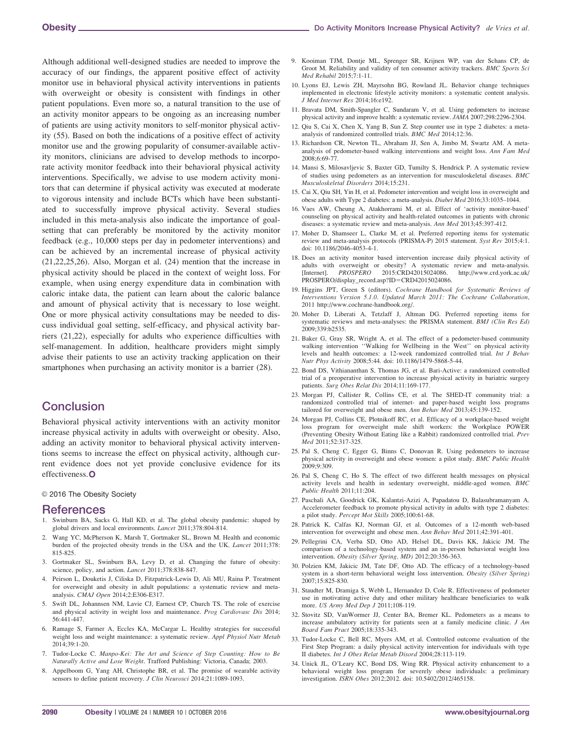Although additional well-designed studies are needed to improve the accuracy of our findings, the apparent positive effect of activity monitor use in behavioral physical activity interventions in patients with overweight or obesity is consistent with findings in other patient populations. Even more so, a natural transition to the use of an activity monitor appears to be ongoing as an increasing number of patients are using activity monitors to self-monitor physical activity (55). Based on both the indications of a positive effect of activity monitor use and the growing popularity of consumer-available activity monitors, clinicians are advised to develop methods to incorporate activity monitor feedback into their behavioral physical activity interventions. Specifically, we advise to use modern activity monitors that can determine if physical activity was executed at moderate to vigorous intensity and include BCTs which have been substantiated to successfully improve physical activity. Several studies included in this meta-analysis also indicate the importance of goal-setting that can preferably be monitored by the activity monitor feedback (e.g., 10,000 steps per day in pedometer interventions) and can be achieved by an incremental increase of physical activity (21,22,25,26). Also, Morgan et al. (24) mention that the increase in physical activity should be placed in the context of weight loss. For example, when using energy expenditure data in combination with caloric intake data, the patient can learn about the caloric balance and amount of physical activity that is necessary to lose weight. One or more physical activity consultations may be needed to discuss individual goal setting, self-efficacy, and physical activity barriers (21,22), especially for adults who experience difficulties with self-management. In addition, healthcare providers might simply advise their patients to use an activity tracking application on their smartphones when purchasing an activity monitor is a barrier (28).

## Conclusion

Behavioral physical activity interventions with an activity monitor increase physical activity in adults with overweight or obesity. Also, adding an activity monitor to behavioral physical activity interventions seems to increase the effect on physical activity, although current evidence does not yet provide conclusive evidence for its effectiveness.

© 2016 The Obesity Society

## References

1. Swinburn BA, Sacks G, Hall KD, et al. The global obesity pandemic: shaped by global drivers and local environments. *Lancet* 2011;378:804-814.
2. Wang YC, McPherson K, Marsh T, Gortmaker SL, Brown M. Health and economic burden of the projected obesity trends in the USA and the UK. *Lancet* 2011;378: 815-825.
3. Gortmaker SL, Swinburn BA, Levy D, et al. Changing the future of obesity: science, policy, and action. *Lancet* 2011;378:838-847.
4. Peirson L, Douketis J, Ciliska D, Fitzpatrick-Lewis D, Ali MU, Raina P. Treatment for overweight and obesity in adult populations: a systematic review and meta-analysis. *CMAJ Open* 2014;2:E306-E317.
5. Swift DL, Johannsen NM, Lavie CJ, Earnest CP, Church TS. The role of exercise and physical activity in weight loss and maintenance. *Prog Cardiovasc Dis* 2014; 56:441-447.
6. Ramage S, Farmer A, Eccles KA, McCargar L. Healthy strategies for successful weight loss and weight maintenance: a systematic review. *Appl Physiol Nutr Metab* 2014;39:1-20.
7. Tudor-Locke C. *Manpo-Kei: The Art and Science of Step Counting: How to Be Naturally Active and Lose Weight*. Trafford Publishing: Victoria, Canada; 2003.
8. Appelboom G, Yang AH, Christophe BR, et al. The promise of wearable activity sensors to define patient recovery. *J Clin Neurosci* 2014;21:1089-1093.
9. Kooiman TJM, Dontje ML, Sprenger SR, Krijnen WP, van der Schans CP, de Groot M. Reliability and validity of ten consumer activity trackers. *BMC Sports Sci Med Rehabil* 2015;7:1-11.
10. Lyons EJ, Lewis ZH, Mayrsohn BG, Rowland JL. Behavior change techniques implemented in electronic lifestyle activity monitors: a systematic content analysis. *J Med Internet Res* 2014;16:e192.
11. Bravata DM, Smith-Spangler C, Sundaram V, et al. Using pedometers to increase physical activity and improve health: a systematic review. *JAMA* 2007;298:2296-2304.
12. Qiu S, Cai X, Chen X, Yang B, Sun Z. Step counter use in type 2 diabetes: a meta-analysis of randomized controlled trials. *BMC Med* 2014;12:36.
13. Richardson CR, Newton TL, Abraham JJ, Sen A, Jimbo M, Swartz AM. A meta-analysis of pedometer-based walking interventions and weight loss. *Ann Fam Med* 2008;6:69-77.
14. Mansi S, Milosavljevic S, Baxter GD, Tumilty S, Hendrick P. A systematic review of studies using pedometers as an intervention for musculoskeletal diseases. *BMC Musculoskelet Disorders* 2014;15:231.
15. Cai X, Qiu SH, Yin H, et al. Pedometer intervention and weight loss in overweight and obese adults with Type 2 diabetes: a meta-analysis. *Diabet Med* 2016;33:1035–1044.
16. Vaes AW, Cheung A, Atakhorrami M, et al. Effect of 'activity monitor-based' counseling on physical activity and health-related outcomes in patients with chronic diseases: a systematic review and meta-analysis. *Ann Med* 2013;45:397-412.
17. Moher D, Shamseer L, Clarke M, et al. Preferred reporting items for systematic review and meta-analysis protocols (PRISMA-P) 2015 statement. *Syst Rev* 2015;4:1. doi: 10.1186/2046-4053-4-1.
18. Does an activity monitor based intervention increase daily physical activity of adults with overweight or obesity? A systematic review and meta-analysis. [Internet]. *PROSPERO* 2015:CRD42015024086. http://www.crd.york.ac.uk/PROSPERO/display_record.asp?ID=CRD42015024086.
19. Higgins JPT, Green S (editors). *Cochrane Handbook for Systematic Reviews of Interventions Version 5.1.0. Updated March 2011: The Cochrane Collaboration*, 2011 http://www.cochrane-handbook.org/.
20. Moher D, Liberati A, Tetzlaff J, Altman DG. Preferred reporting items for systematic reviews and meta-analyses: the PRISMA statement. *BMJ (Clin Res Ed)* 2009;339:b2535.
21. Baker G, Gray SR, Wright A, et al. The effect of a pedometer-based community walking intervention ''Walking for Wellbeing in the West'' on physical activity levels and health outcomes: a 12-week randomized controlled trial. *Int J Behav Nutr Phys Activity* 2008;5:44. doi: 10.1186/1479-5868-5-44.
22. Bond DS, Vithiananthan S, Thomas JG, et al. Bari-Active: a randomized controlled trial of a preoperative intervention to increase physical activity in bariatric surgery patients. *Surg Obes Relat Dis* 2014;11:169-177.
23. Morgan PJ, Callister R, Collins CE, et al. The SHED-IT community trial: a randomized controlled trial of internet- and paper-based weight loss programs tailored for overweight and obese men. *Ann Behav Med* 2013;45:139-152.
24. Morgan PJ, Collins CE, Plotnikoff RC, et al. Efficacy of a workplace-based weight loss program for overweight male shift workers: the Workplace POWER (Preventing Obesity Without Eating like a Rabbit) randomized controlled trial. *Prev Med* 2011;52:317-325.
25. Pal S, Cheng C, Egger G, Binns C, Donovan R. Using pedometers to increase physical activity in overweight and obese women: a pilot study. *BMC Public Health* 2009;9:309.
26. Pal S, Cheng C, Ho S. The effect of two different health messages on physical activity levels and health in sedentary overweight, middle-aged women. *BMC Public Health* 2011;11:204.
27. Paschali AA, Goodrick GK, Kalantzi-Azizi A, Papadatou D, Balasubramanyam A. Accelerometer feedback to promote physical activity in adults with type 2 diabetes: a pilot study. *Percept Mot Skills* 2005;100:61-68.
28. Patrick K, Calfas KJ, Norman GJ, et al. Outcomes of a 12-month web-based intervention for overweight and obese men. *Ann Behav Med* 2011;42:391-401.
29. Pellegrini CA, Verba SD, Otto AD, Helsel DL, Davis KK, Jakicic JM. The comparison of a technology-based system and an in-person behavioral weight loss intervention. *Obesity (Silver Spring, MD)* 2012;20:356-363.
30. Polzien KM, Jakicic JM, Tate DF, Otto AD. The efficacy of a technology-based system in a short-term behavioral weight loss intervention. *Obesity (Silver Spring)* 2007;15:825-830.
31. Staudter M, Dramiga S, Webb L, Hernandez D, Cole R. Effectiveness of pedometer use in motivating active duty and other military healthcare beneficiaries to walk more. *US Army Med Dep J* 2011;108-119.
32. Stovitz SD, VanWormer JJ, Center BA, Bremer KL. Pedometers as a means to increase ambulatory activity for patients seen at a family medicine clinic. *J Am Board Fam Pract* 2005;18:335-343.
33. Tudor-Locke C, Bell RC, Myers AM, et al. Controlled outcome evaluation of the First Step Program: a daily physical activity intervention for individuals with type II diabetes. *Int J Obes Relat Metab Disord* 2004;28:113-119.
34. Unick JL, O'Leary KC, Bond DS, Wing RR. Physical activity enhancement to a behavioral weight loss program for severely obese individuals: a preliminary investigation. *ISRN Obes* 2012;2012. doi: 10.5402/2012/465158.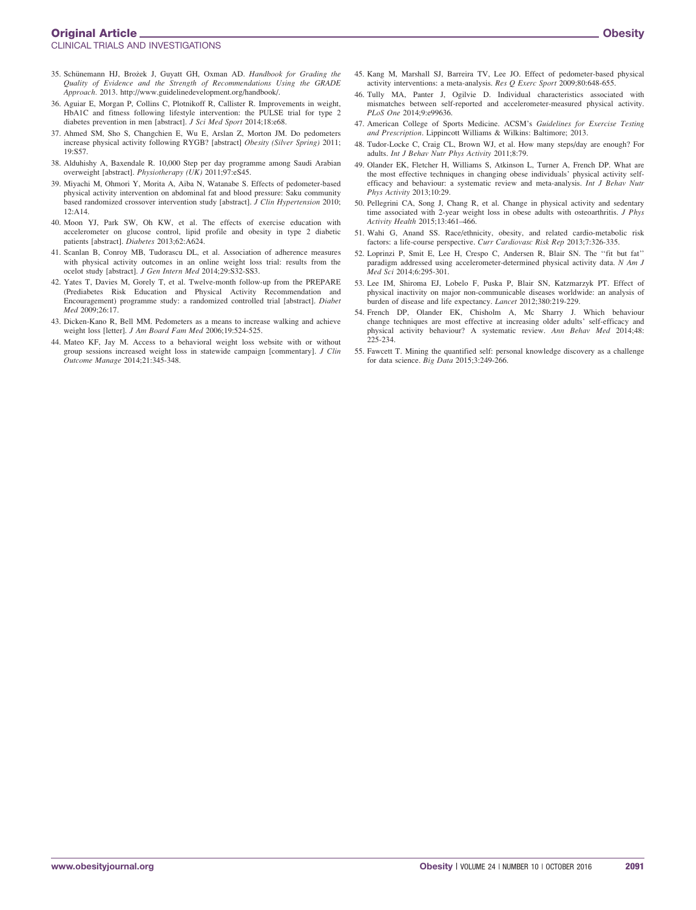35. Schünemann HJ, Brożek J, Guyatt GH, Oxman AD. *Handbook for Grading the Quality of Evidence and the Strength of Recommendations Using the GRADE Approach*. 2013. http://www.guidelinedevelopment.org/handbook/.
36. Aguiar E, Morgan P, Collins C, Plotnikoff R, Callister R. Improvements in weight, HbA1C and fitness following lifestyle intervention: the PULSE trial for type 2 diabetes prevention in men [abstract]. *J Sci Med Sport* 2014;18:e68.
37. Ahmed SM, Sho S, Changchien E, Wu E, Arslan Z, Morton JM. Do pedometers increase physical activity following RYGB? [abstract] *Obesity (Silver Spring)* 2011; 19:S57.
38. Alduhishy A, Baxendale R. 10,000 Step per day programme among Saudi Arabian overweight [abstract]. *Physiotherapy (UK)* 2011;97:eS45.
39. Miyachi M, Ohmori Y, Morita A, Aiba N, Watanabe S. Effects of pedometer-based physical activity intervention on abdominal fat and blood pressure: Saku community based randomized crossover intervention study [abstract]. *J Clin Hypertension* 2010; 12:A14.
40. Moon YJ, Park SW, Oh KW, et al. The effects of exercise education with accelerometer on glucose control, lipid profile and obesity in type 2 diabetic patients [abstract]. *Diabetes* 2013;62:A624.
41. Scanlan B, Conroy MB, Tudorascu DL, et al. Association of adherence measures with physical activity outcomes in an online weight loss trial: results from the ocelot study [abstract]. *J Gen Intern Med* 2014;29:S32-SS3.
42. Yates T, Davies M, Gorely T, et al. Twelve-month follow-up from the PREPARE (Prediabetes Risk Education and Physical Activity Recommendation and Encouragement) programme study: a randomized controlled trial [abstract]. *Diabet Med* 2009;26:17.
43. Dicken-Kano R, Bell MM. Pedometers as a means to increase walking and achieve weight loss [letter]. *J Am Board Fam Med* 2006;19:524-525.
44. Mateo KF, Jay M. Access to a behavioral weight loss website with or without group sessions increased weight loss in statewide campaign [commentary]. *J Clin Outcome Manage* 2014;21:345-348.
45. Kang M, Marshall SJ, Barreira TV, Lee JO. Effect of pedometer-based physical activity interventions: a meta-analysis. *Res Q Exerc Sport* 2009;80:648-655.
46. Tully MA, Panter J, Ogilvie D. Individual characteristics associated with mismatches between self-reported and accelerometer-measured physical activity. *PLoS One* 2014;9:e99636.
47. American College of Sports Medicine. ACSM's *Guidelines for Exercise Testing and Prescription*. Lippincott Williams & Wilkins: Baltimore; 2013.
48. Tudor-Locke C, Craig CL, Brown WJ, et al. How many steps/day are enough? For adults. *Int J Behav Nutr Phys Activity* 2011;8:79.
49. Olander EK, Fletcher H, Williams S, Atkinson L, Turner A, French DP. What are the most effective techniques in changing obese individuals' physical activity self-efficacy and behaviour: a systematic review and meta-analysis. *Int J Behav Nutr Phys Activity* 2013;10:29.
50. Pellegrini CA, Song J, Chang R, et al. Change in physical activity and sedentary time associated with 2-year weight loss in obese adults with osteoarthritis. *J Phys Activity Health* 2015;13:461–466.
51. Wahi G, Anand SS. Race/ethnicity, obesity, and related cardio-metabolic risk factors: a life-course perspective. *Curr Cardiovasc Risk Rep* 2013;7:326-335.
52. Loprinzi P, Smit E, Lee H, Crespo C, Andersen R, Blair SN. The ''fit but fat'' paradigm addressed using accelerometer-determined physical activity data. *N Am J Med Sci* 2014;6:295-301.
53. Lee IM, Shiroma EJ, Lobelo F, Puska P, Blair SN, Katzmarzyk PT. Effect of physical inactivity on major non-communicable diseases worldwide: an analysis of burden of disease and life expectancy. *Lancet* 2012;380:219-229.
54. French DP, Olander EK, Chisholm A, Mc Sharry J. Which behaviour change techniques are most effective at increasing older adults' self-efficacy and physical activity behaviour? A systematic review. *Ann Behav Med* 2014;48: 225-234.
55. Fawcett T. Mining the quantified self: personal knowledge discovery as a challenge for data science. *Big Data* 2015;3:249-266.